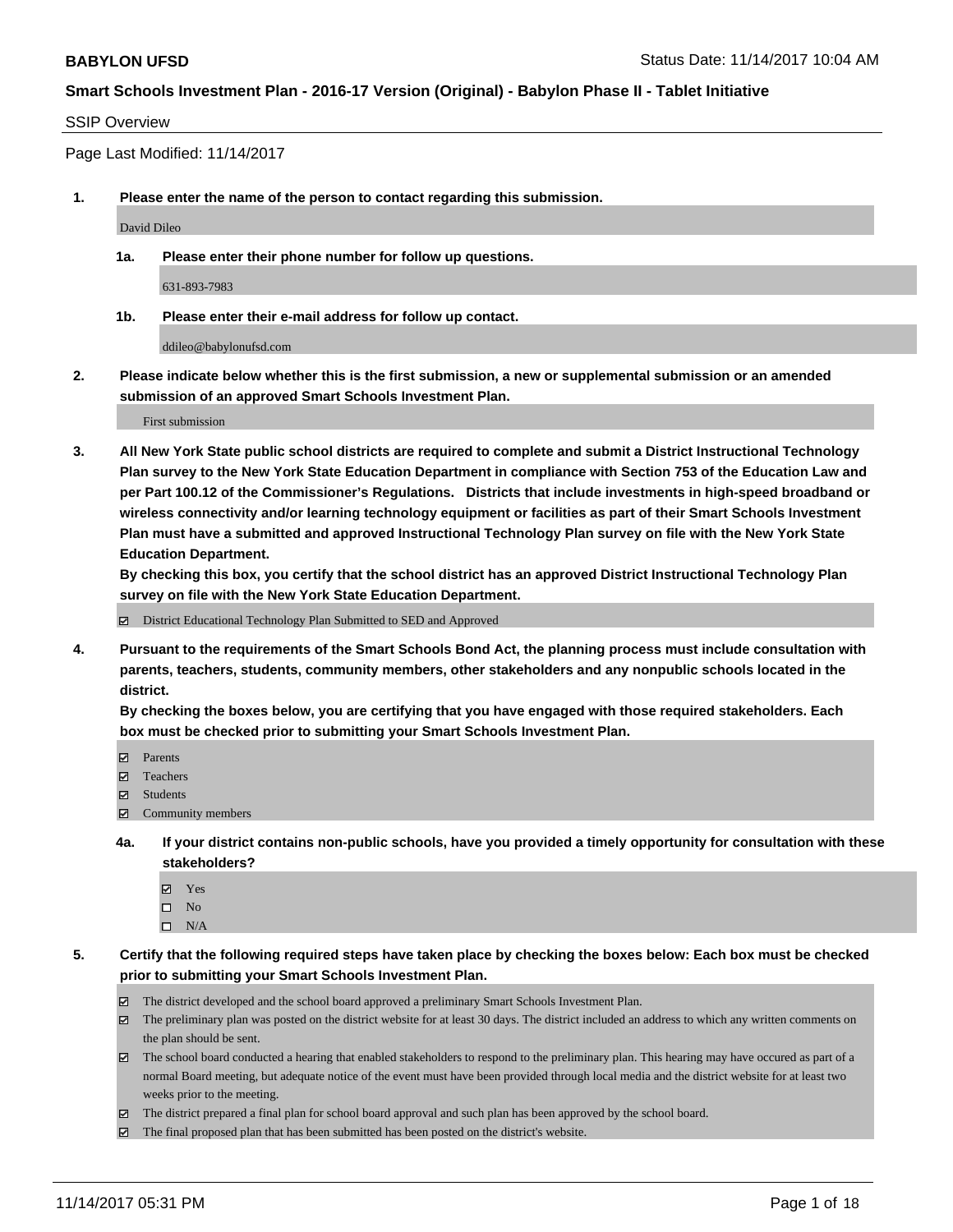**BABYLON UFSD** Status Date: 11/14/2017 10:04 AM

**Smart Schools Investment Plan - 2016-17 Version (Original) - Babylon Phase II - Tablet Initiative**

SSIP Overview

Page Last Modified: 11/14/2017

**1. Please enter the name of the person to contact regarding this submission.**

David Dileo

**1a. Please enter their phone number for follow up questions.**

631-893-7983

**1b. Please enter their e-mail address for follow up contact.**

ddileo@babylonufsd.com

**2. Please indicate below whether this is the first submission, a new or supplemental submission or an amended submission of an approved Smart Schools Investment Plan.**

First submission

**3. All New York State public school districts are required to complete and submit a District Instructional Technology Plan survey to the New York State Education Department in compliance with Section 753 of the Education Law and per Part 100.12 of the Commissioner's Regulations. Districts that include investments in high-speed broadband or wireless connectivity and/or learning technology equipment or facilities as part of their Smart Schools Investment Plan must have a submitted and approved Instructional Technology Plan survey on file with the New York State Education Department.**
**By checking this box, you certify that the school district has an approved District Instructional Technology Plan survey on file with the New York State Education Department.**

☑ District Educational Technology Plan Submitted to SED and Approved

**4. Pursuant to the requirements of the Smart Schools Bond Act, the planning process must include consultation with parents, teachers, students, community members, other stakeholders and any nonpublic schools located in the district.**
**By checking the boxes below, you are certifying that you have engaged with those required stakeholders. Each box must be checked prior to submitting your Smart Schools Investment Plan.**

☑ Parents
☑ Teachers
☑ Students
☑ Community members

**4a. If your district contains non-public schools, have you provided a timely opportunity for consultation with these stakeholders?**

☑ Yes
☐ No
☐ N/A

**5. Certify that the following required steps have taken place by checking the boxes below: Each box must be checked prior to submitting your Smart Schools Investment Plan.**

☑ The district developed and the school board approved a preliminary Smart Schools Investment Plan.
☑ The preliminary plan was posted on the district website for at least 30 days. The district included an address to which any written comments on the plan should be sent.
☑ The school board conducted a hearing that enabled stakeholders to respond to the preliminary plan. This hearing may have occured as part of a normal Board meeting, but adequate notice of the event must have been provided through local media and the district website for at least two weeks prior to the meeting.
☑ The district prepared a final plan for school board approval and such plan has been approved by the school board.
☑ The final proposed plan that has been submitted has been posted on the district's website.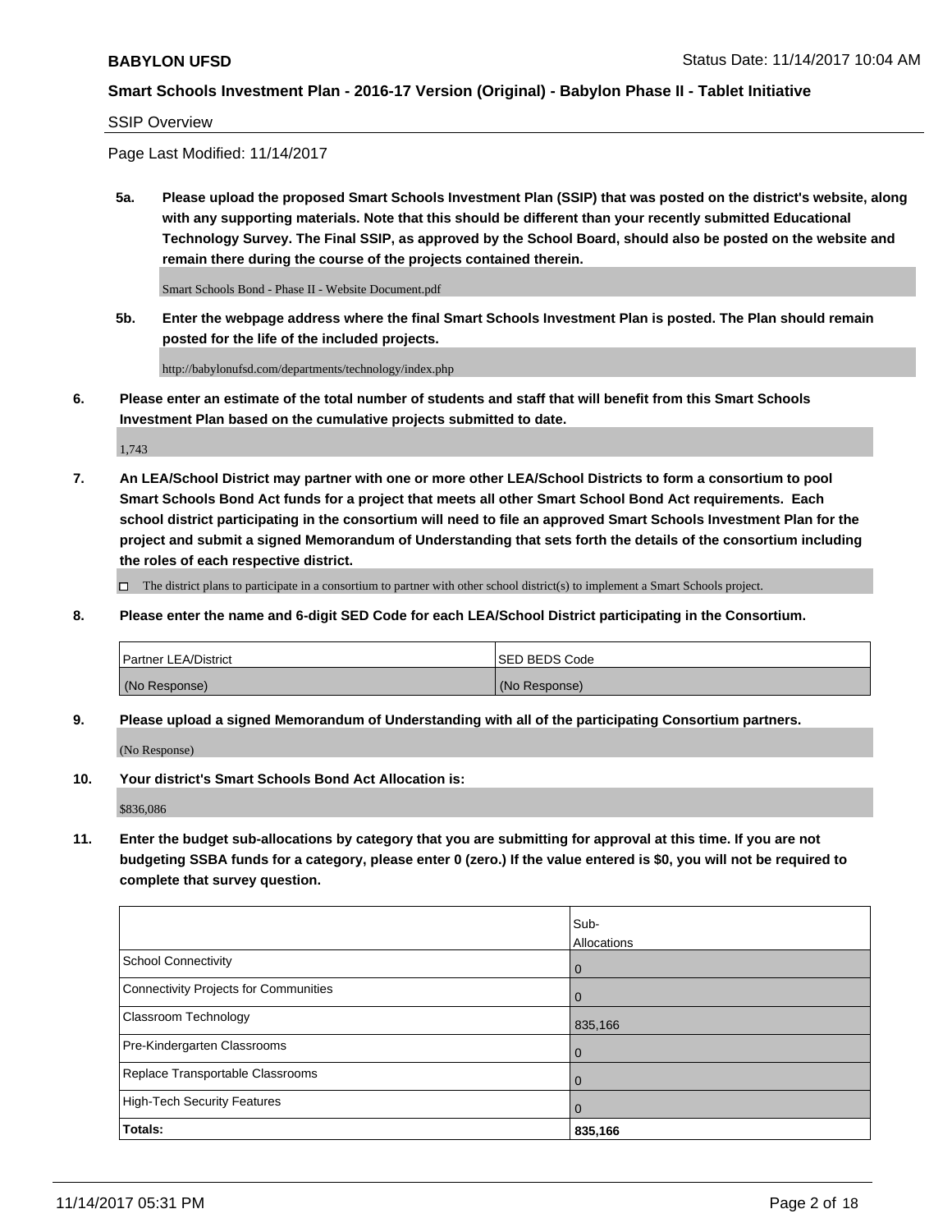SSIP Overview

Page Last Modified: 11/14/2017

**5a. Please upload the proposed Smart Schools Investment Plan (SSIP) that was posted on the district's website, along with any supporting materials. Note that this should be different than your recently submitted Educational Technology Survey. The Final SSIP, as approved by the School Board, should also be posted on the website and remain there during the course of the projects contained therein.**

Smart Schools Bond - Phase II - Website Document.pdf

**5b. Enter the webpage address where the final Smart Schools Investment Plan is posted. The Plan should remain posted for the life of the included projects.**

http://babylonufsd.com/departments/technology/index.php

**6. Please enter an estimate of the total number of students and staff that will benefit from this Smart Schools Investment Plan based on the cumulative projects submitted to date.**

1,743

**7. An LEA/School District may partner with one or more other LEA/School Districts to form a consortium to pool Smart Schools Bond Act funds for a project that meets all other Smart School Bond Act requirements. Each school district participating in the consortium will need to file an approved Smart Schools Investment Plan for the project and submit a signed Memorandum of Understanding that sets forth the details of the consortium including the roles of each respective district.**

☐ The district plans to participate in a consortium to partner with other school district(s) to implement a Smart Schools project.

**8. Please enter the name and 6-digit SED Code for each LEA/School District participating in the Consortium.**

| Partner LEA/District | SED BEDS Code |
|---|---|
| (No Response) | (No Response) |

**9. Please upload a signed Memorandum of Understanding with all of the participating Consortium partners.**

(No Response)

**10. Your district's Smart Schools Bond Act Allocation is:**

$836,086

**11. Enter the budget sub-allocations by category that you are submitting for approval at this time. If you are not budgeting SSBA funds for a category, please enter 0 (zero.) If the value entered is $0, you will not be required to complete that survey question.**

| | Sub-Allocations |
|---|---|
| School Connectivity | 0 |
| Connectivity Projects for Communities | 0 |
| Classroom Technology | 835,166 |
| Pre-Kindergarten Classrooms | 0 |
| Replace Transportable Classrooms | 0 |
| High-Tech Security Features | 0 |
| **Totals:** | **835,166** |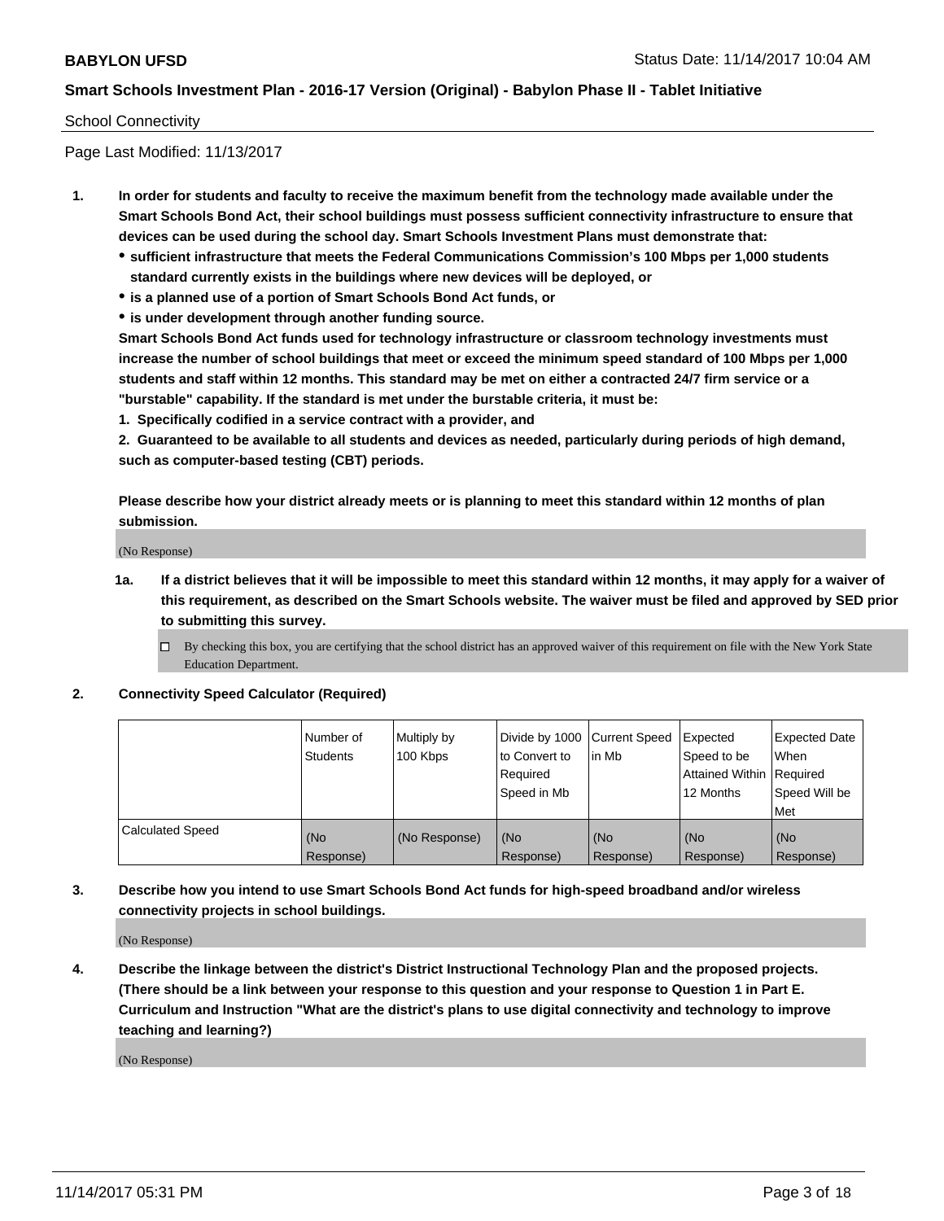School Connectivity

Page Last Modified: 11/13/2017

1. **In order for students and faculty to receive the maximum benefit from the technology made available under the Smart Schools Bond Act, their school buildings must possess sufficient connectivity infrastructure to ensure that devices can be used during the school day. Smart Schools Investment Plans must demonstrate that:**
   - **sufficient infrastructure that meets the Federal Communications Commission's 100 Mbps per 1,000 students standard currently exists in the buildings where new devices will be deployed, or**
   - **is a planned use of a portion of Smart Schools Bond Act funds, or**
   - **is under development through another funding source.**

   **Smart Schools Bond Act funds used for technology infrastructure or classroom technology investments must increase the number of school buildings that meet or exceed the minimum speed standard of 100 Mbps per 1,000 students and staff within 12 months. This standard may be met on either a contracted 24/7 firm service or a "burstable" capability. If the standard is met under the burstable criteria, it must be:**

   **1. Specifically codified in a service contract with a provider, and**

   **2. Guaranteed to be available to all students and devices as needed, particularly during periods of high demand, such as computer-based testing (CBT) periods.**

   **Please describe how your district already meets or is planning to meet this standard within 12 months of plan submission.**

   (No Response)

   **1a. If a district believes that it will be impossible to meet this standard within 12 months, it may apply for a waiver of this requirement, as described on the Smart Schools website. The waiver must be filed and approved by SED prior to submitting this survey.**

   ☐ By checking this box, you are certifying that the school district has an approved waiver of this requirement on file with the New York State Education Department.

2. **Connectivity Speed Calculator (Required)**

| | Number of Students | Multiply by 100 Kbps | Divide by 1000 to Convert to Required Speed in Mb | Current Speed in Mb | Expected Speed to be Attained Within 12 Months | Expected Date When Required Speed Will be Met |
|---|---|---|---|---|---|---|
| Calculated Speed | (No Response) | (No Response) | (No Response) | (No Response) | (No Response) | (No Response) |

3. **Describe how you intend to use Smart Schools Bond Act funds for high-speed broadband and/or wireless connectivity projects in school buildings.**

   (No Response)

4. **Describe the linkage between the district's District Instructional Technology Plan and the proposed projects. (There should be a link between your response to this question and your response to Question 1 in Part E. Curriculum and Instruction "What are the district's plans to use digital connectivity and technology to improve teaching and learning?)**

   (No Response)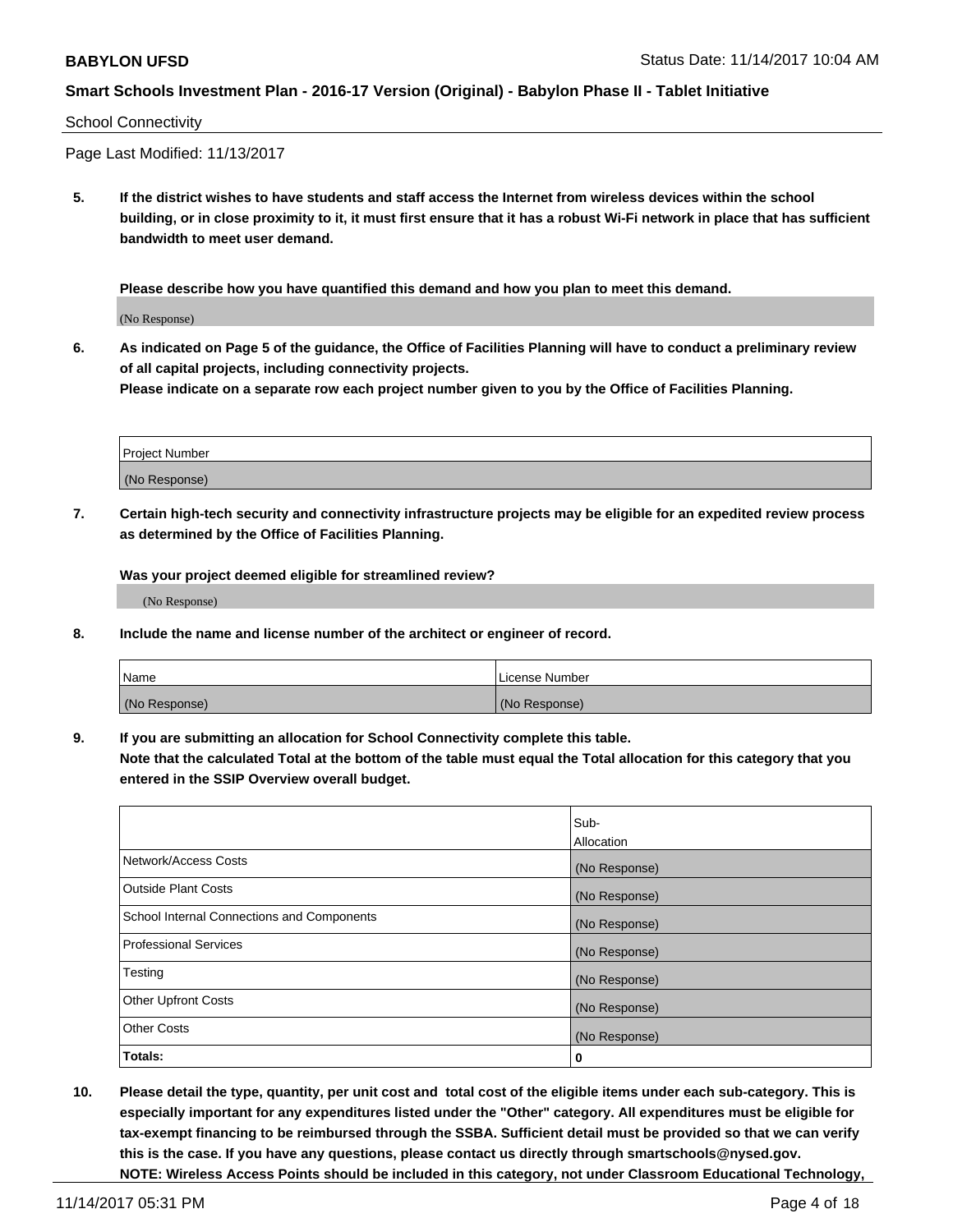School Connectivity

Page Last Modified: 11/13/2017

**5. If the district wishes to have students and staff access the Internet from wireless devices within the school building, or in close proximity to it, it must first ensure that it has a robust Wi-Fi network in place that has sufficient bandwidth to meet user demand.**

**Please describe how you have quantified this demand and how you plan to meet this demand.**

(No Response)

**6. As indicated on Page 5 of the guidance, the Office of Facilities Planning will have to conduct a preliminary review of all capital projects, including connectivity projects.**
**Please indicate on a separate row each project number given to you by the Office of Facilities Planning.**

| Project Number |
| --- |
| (No Response) |

**7. Certain high-tech security and connectivity infrastructure projects may be eligible for an expedited review process as determined by the Office of Facilities Planning.**

**Was your project deemed eligible for streamlined review?**

(No Response)

**8. Include the name and license number of the architect or engineer of record.**

| Name | License Number |
| --- | --- |
| (No Response) | (No Response) |

**9. If you are submitting an allocation for School Connectivity complete this table.**
**Note that the calculated Total at the bottom of the table must equal the Total allocation for this category that you entered in the SSIP Overview overall budget.**

| | Sub-Allocation |
| --- | --- |
| Network/Access Costs | (No Response) |
| Outside Plant Costs | (No Response) |
| School Internal Connections and Components | (No Response) |
| Professional Services | (No Response) |
| Testing | (No Response) |
| Other Upfront Costs | (No Response) |
| Other Costs | (No Response) |
| **Totals:** | **0** |

**10. Please detail the type, quantity, per unit cost and total cost of the eligible items under each sub-category. This is especially important for any expenditures listed under the "Other" category. All expenditures must be eligible for tax-exempt financing to be reimbursed through the SSBA. Sufficient detail must be provided so that we can verify this is the case. If you have any questions, please contact us directly through smartschools@nysed.gov.**
**NOTE: Wireless Access Points should be included in this category, not under Classroom Educational Technology,**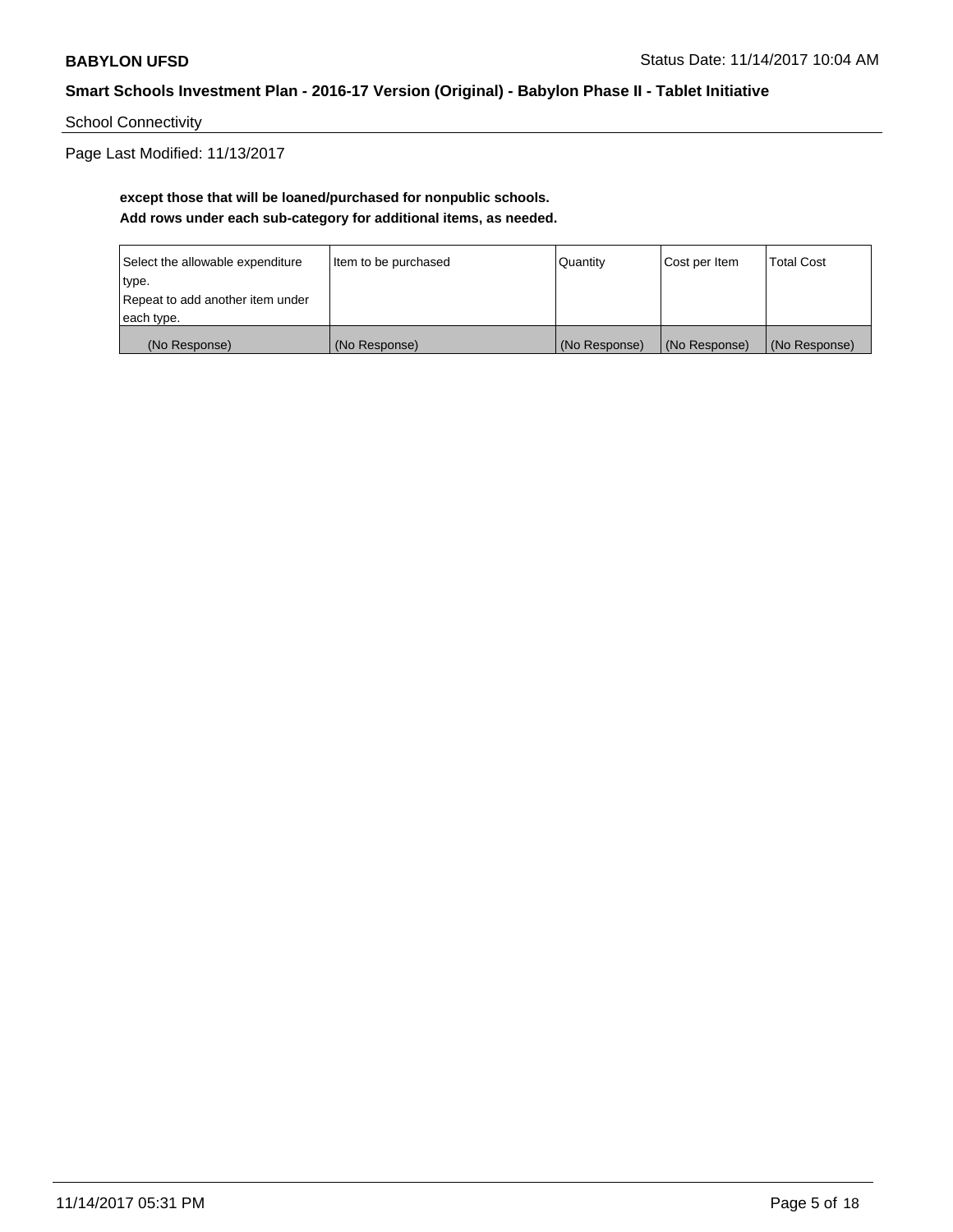School Connectivity

Page Last Modified: 11/13/2017

**except those that will be loaned/purchased for nonpublic schools.**
**Add rows under each sub-category for additional items, as needed.**

| Select the allowable expenditure type. Repeat to add another item under each type. | Item to be purchased | Quantity | Cost per Item | Total Cost |
|---|---|---|---|---|
| (No Response) | (No Response) | (No Response) | (No Response) | (No Response) |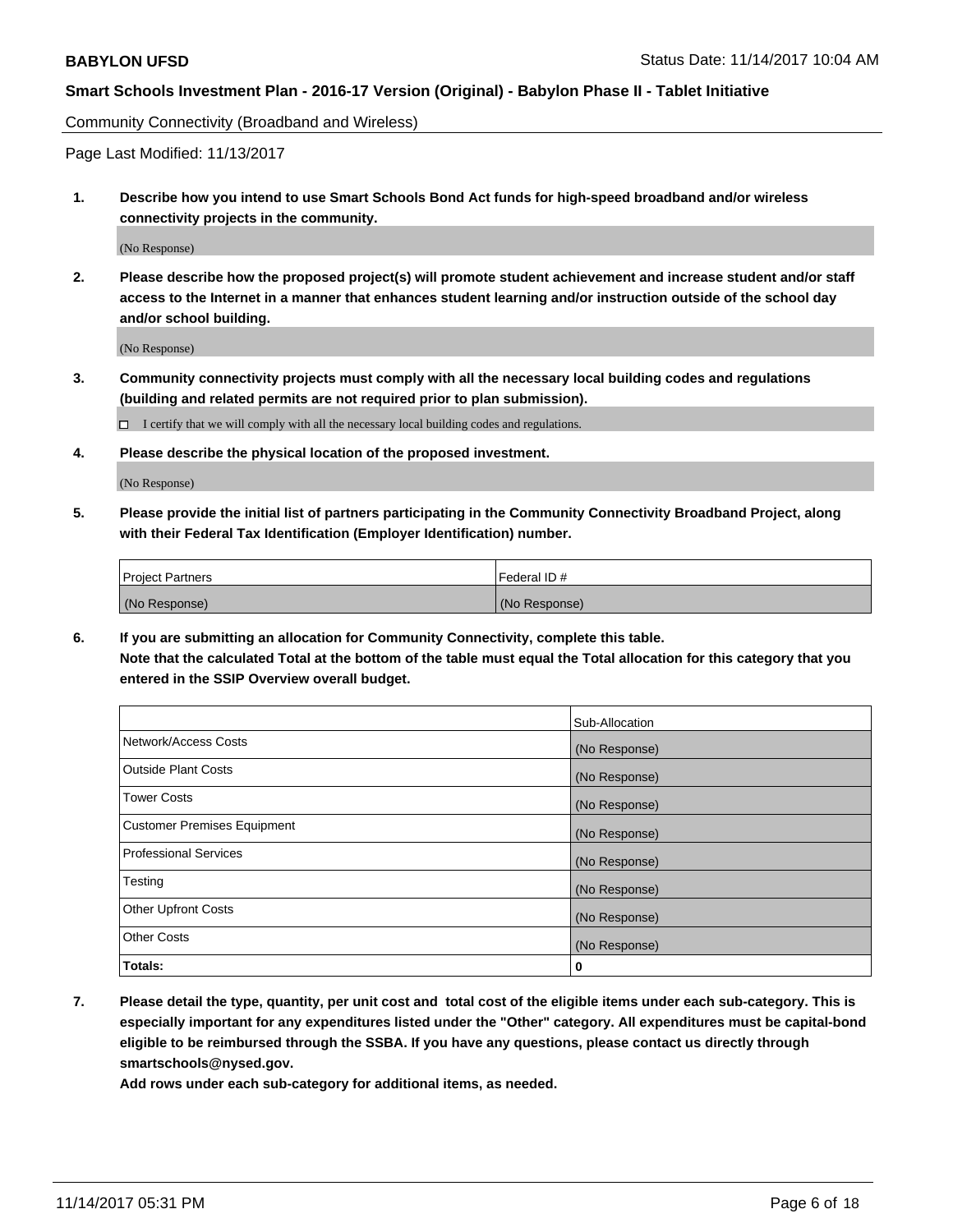Community Connectivity (Broadband and Wireless)

Page Last Modified: 11/13/2017

**1. Describe how you intend to use Smart Schools Bond Act funds for high-speed broadband and/or wireless connectivity projects in the community.**

(No Response)

**2. Please describe how the proposed project(s) will promote student achievement and increase student and/or staff access to the Internet in a manner that enhances student learning and/or instruction outside of the school day and/or school building.**

(No Response)

**3. Community connectivity projects must comply with all the necessary local building codes and regulations (building and related permits are not required prior to plan submission).**

☐ I certify that we will comply with all the necessary local building codes and regulations.

**4. Please describe the physical location of the proposed investment.**

(No Response)

**5. Please provide the initial list of partners participating in the Community Connectivity Broadband Project, along with their Federal Tax Identification (Employer Identification) number.**

| Project Partners | Federal ID # |
| --- | --- |
| (No Response) | (No Response) |

**6. If you are submitting an allocation for Community Connectivity, complete this table. Note that the calculated Total at the bottom of the table must equal the Total allocation for this category that you entered in the SSIP Overview overall budget.**

| | Sub-Allocation |
| --- | --- |
| Network/Access Costs | (No Response) |
| Outside Plant Costs | (No Response) |
| Tower Costs | (No Response) |
| Customer Premises Equipment | (No Response) |
| Professional Services | (No Response) |
| Testing | (No Response) |
| Other Upfront Costs | (No Response) |
| Other Costs | (No Response) |
| **Totals:** | **0** |

**7. Please detail the type, quantity, per unit cost and total cost of the eligible items under each sub-category. This is especially important for any expenditures listed under the "Other" category. All expenditures must be capital-bond eligible to be reimbursed through the SSBA. If you have any questions, please contact us directly through smartschools@nysed.gov.**

**Add rows under each sub-category for additional items, as needed.**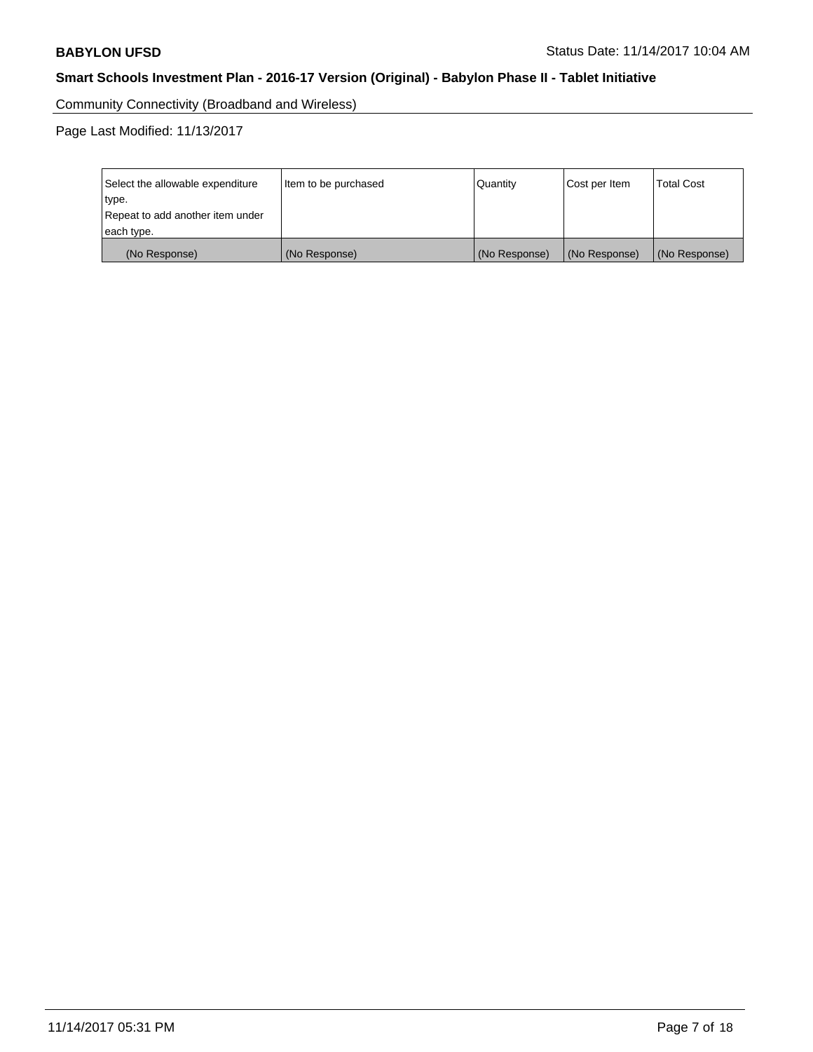Community Connectivity (Broadband and Wireless)

Page Last Modified: 11/13/2017

| Select the allowable expenditure type.<br>Repeat to add another item under each type. | Item to be purchased | Quantity | Cost per Item | Total Cost |
|---|---|---|---|---|
| (No Response) | (No Response) | (No Response) | (No Response) | (No Response) |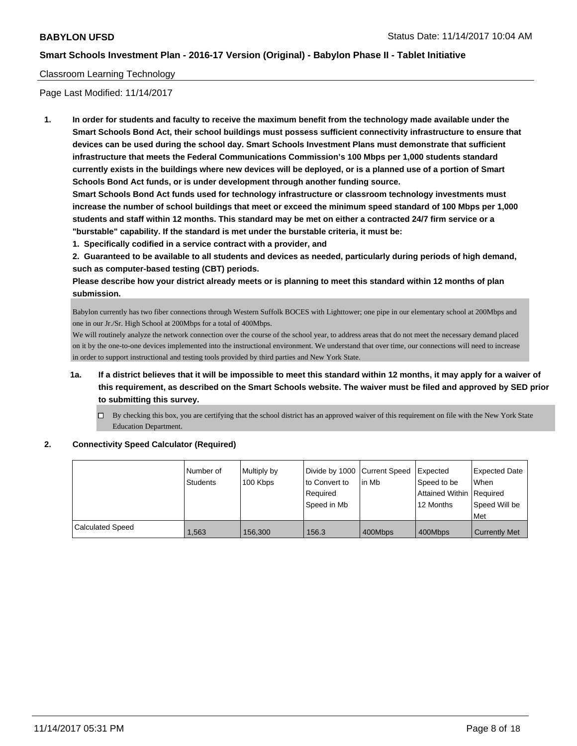Classroom Learning Technology

Page Last Modified: 11/14/2017

1. **In order for students and faculty to receive the maximum benefit from the technology made available under the Smart Schools Bond Act, their school buildings must possess sufficient connectivity infrastructure to ensure that devices can be used during the school day. Smart Schools Investment Plans must demonstrate that sufficient infrastructure that meets the Federal Communications Commission's 100 Mbps per 1,000 students standard currently exists in the buildings where new devices will be deployed, or is a planned use of a portion of Smart Schools Bond Act funds, or is under development through another funding source.**

   **Smart Schools Bond Act funds used for technology infrastructure or classroom technology investments must increase the number of school buildings that meet or exceed the minimum speed standard of 100 Mbps per 1,000 students and staff within 12 months. This standard may be met on either a contracted 24/7 firm service or a "burstable" capability. If the standard is met under the burstable criteria, it must be:**

   **1. Specifically codified in a service contract with a provider, and**

   **2. Guaranteed to be available to all students and devices as needed, particularly during periods of high demand, such as computer-based testing (CBT) periods.**

   **Please describe how your district already meets or is planning to meet this standard within 12 months of plan submission.**

   Babylon currently has two fiber connections through Western Suffolk BOCES with Lighttower; one pipe in our elementary school at 200Mbps and one in our Jr./Sr. High School at 200Mbps for a total of 400Mbps.
   We will routinely analyze the network connection over the course of the school year, to address areas that do not meet the necessary demand placed on it by the one-to-one devices implemented into the instructional environment. We understand that over time, our connections will need to increase in order to support instructional and testing tools provided by third parties and New York State.

   1a. **If a district believes that it will be impossible to meet this standard within 12 months, it may apply for a waiver of this requirement, as described on the Smart Schools website. The waiver must be filed and approved by SED prior to submitting this survey.**

   - ☐ By checking this box, you are certifying that the school district has an approved waiver of this requirement on file with the New York State Education Department.

2. **Connectivity Speed Calculator (Required)**

| | Number of Students | Multiply by 100 Kbps | Divide by 1000 to Convert to Required Speed in Mb | Current Speed in Mb | Expected Speed to be Attained Within 12 Months | Expected Date When Required Speed Will be Met |
|---|---|---|---|---|---|---|
| Calculated Speed | 1,563 | 156,300 | 156.3 | 400Mbps | 400Mbps | Currently Met |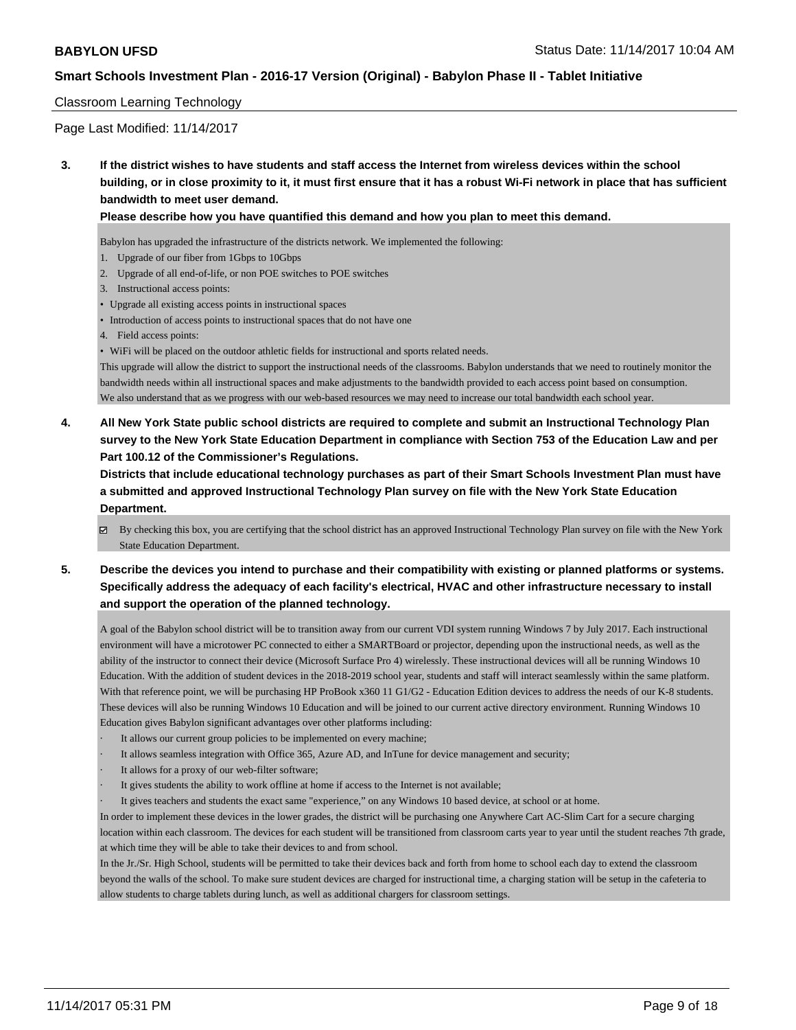Classroom Learning Technology

Page Last Modified: 11/14/2017

**3. If the district wishes to have students and staff access the Internet from wireless devices within the school building, or in close proximity to it, it must first ensure that it has a robust Wi-Fi network in place that has sufficient bandwidth to meet user demand.**

**Please describe how you have quantified this demand and how you plan to meet this demand.**

Babylon has upgraded the infrastructure of the districts network. We implemented the following:

1. Upgrade of our fiber from 1Gbps to 10Gbps
2. Upgrade of all end-of-life, or non POE switches to POE switches
3. Instructional access points:
   - Upgrade all existing access points in instructional spaces
   - Introduction of access points to instructional spaces that do not have one
4. Field access points:
   - WiFi will be placed on the outdoor athletic fields for instructional and sports related needs.

This upgrade will allow the district to support the instructional needs of the classrooms. Babylon understands that we need to routinely monitor the bandwidth needs within all instructional spaces and make adjustments to the bandwidth provided to each access point based on consumption.
We also understand that as we progress with our web-based resources we may need to increase our total bandwidth each school year.

**4. All New York State public school districts are required to complete and submit an Instructional Technology Plan survey to the New York State Education Department in compliance with Section 753 of the Education Law and per Part 100.12 of the Commissioner's Regulations.**

**Districts that include educational technology purchases as part of their Smart Schools Investment Plan must have a submitted and approved Instructional Technology Plan survey on file with the New York State Education Department.**

☑ By checking this box, you are certifying that the school district has an approved Instructional Technology Plan survey on file with the New York State Education Department.

**5. Describe the devices you intend to purchase and their compatibility with existing or planned platforms or systems. Specifically address the adequacy of each facility's electrical, HVAC and other infrastructure necessary to install and support the operation of the planned technology.**

A goal of the Babylon school district will be to transition away from our current VDI system running Windows 7 by July 2017. Each instructional environment will have a microtower PC connected to either a SMARTBoard or projector, depending upon the instructional needs, as well as the ability of the instructor to connect their device (Microsoft Surface Pro 4) wirelessly. These instructional devices will all be running Windows 10 Education. With the addition of student devices in the 2018-2019 school year, students and staff will interact seamlessly within the same platform. With that reference point, we will be purchasing HP ProBook x360 11 G1/G2 - Education Edition devices to address the needs of our K-8 students. These devices will also be running Windows 10 Education and will be joined to our current active directory environment. Running Windows 10 Education gives Babylon significant advantages over other platforms including:

- It allows our current group policies to be implemented on every machine;
- It allows seamless integration with Office 365, Azure AD, and InTune for device management and security;
- It allows for a proxy of our web-filter software;
- It gives students the ability to work offline at home if access to the Internet is not available;
- It gives teachers and students the exact same "experience," on any Windows 10 based device, at school or at home.

In order to implement these devices in the lower grades, the district will be purchasing one Anywhere Cart AC-Slim Cart for a secure charging location within each classroom. The devices for each student will be transitioned from classroom carts year to year until the student reaches 7th grade, at which time they will be able to take their devices to and from school.

In the Jr./Sr. High School, students will be permitted to take their devices back and forth from home to school each day to extend the classroom beyond the walls of the school. To make sure student devices are charged for instructional time, a charging station will be setup in the cafeteria to allow students to charge tablets during lunch, as well as additional chargers for classroom settings.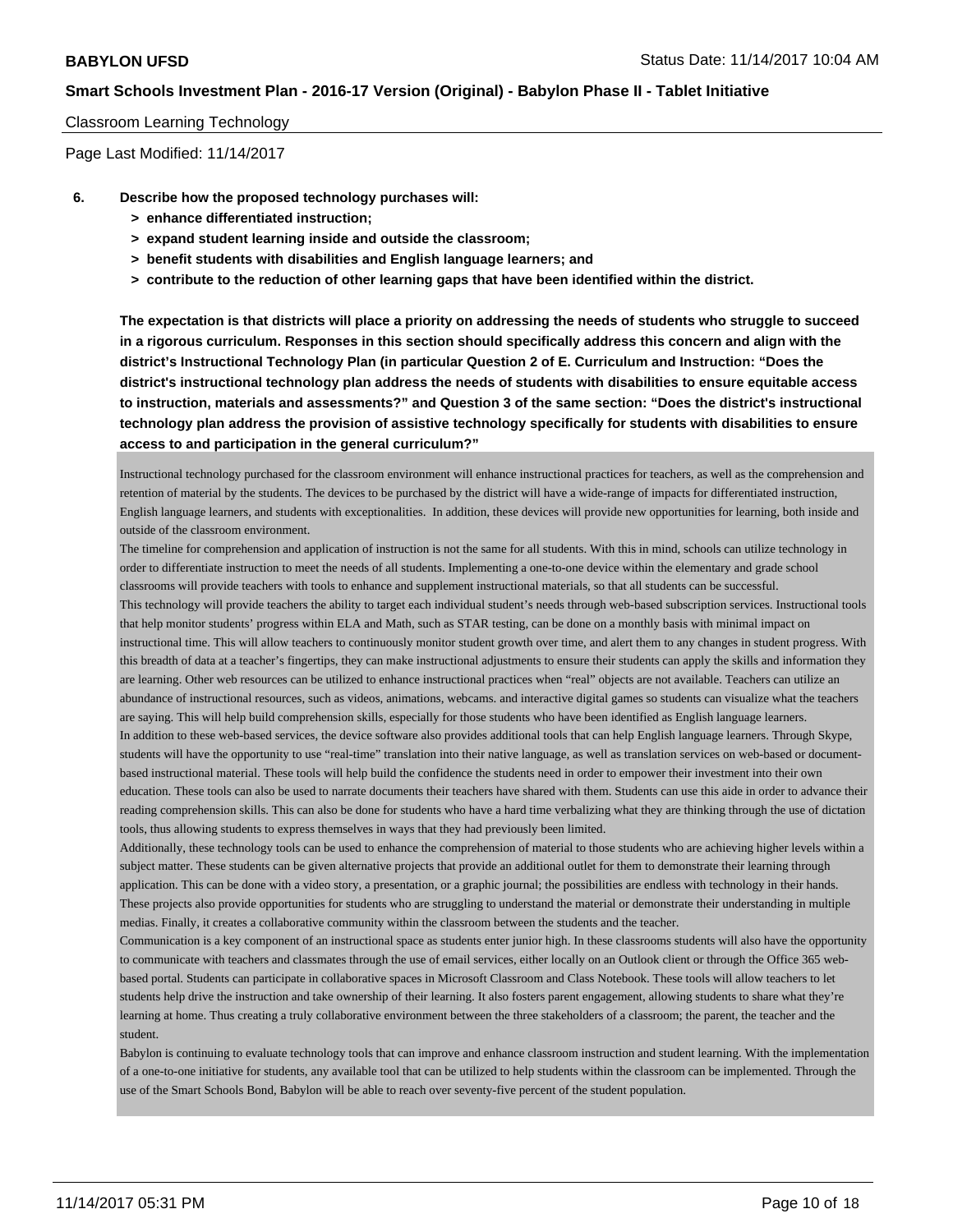Classroom Learning Technology

Page Last Modified: 11/14/2017

**6. Describe how the proposed technology purchases will:**

- **> enhance differentiated instruction;**
- **> expand student learning inside and outside the classroom;**
- **> benefit students with disabilities and English language learners; and**
- **> contribute to the reduction of other learning gaps that have been identified within the district.**

**The expectation is that districts will place a priority on addressing the needs of students who struggle to succeed in a rigorous curriculum. Responses in this section should specifically address this concern and align with the district's Instructional Technology Plan (in particular Question 2 of E. Curriculum and Instruction: "Does the district's instructional technology plan address the needs of students with disabilities to ensure equitable access to instruction, materials and assessments?" and Question 3 of the same section: "Does the district's instructional technology plan address the provision of assistive technology specifically for students with disabilities to ensure access to and participation in the general curriculum?"**

Instructional technology purchased for the classroom environment will enhance instructional practices for teachers, as well as the comprehension and retention of material by the students. The devices to be purchased by the district will have a wide-range of impacts for differentiated instruction, English language learners, and students with exceptionalities. In addition, these devices will provide new opportunities for learning, both inside and outside of the classroom environment.

The timeline for comprehension and application of instruction is not the same for all students. With this in mind, schools can utilize technology in order to differentiate instruction to meet the needs of all students. Implementing a one-to-one device within the elementary and grade school classrooms will provide teachers with tools to enhance and supplement instructional materials, so that all students can be successful.

This technology will provide teachers the ability to target each individual student's needs through web-based subscription services. Instructional tools that help monitor students' progress within ELA and Math, such as STAR testing, can be done on a monthly basis with minimal impact on instructional time. This will allow teachers to continuously monitor student growth over time, and alert them to any changes in student progress. With this breadth of data at a teacher's fingertips, they can make instructional adjustments to ensure their students can apply the skills and information they are learning. Other web resources can be utilized to enhance instructional practices when "real" objects are not available. Teachers can utilize an abundance of instructional resources, such as videos, animations, webcams. and interactive digital games so students can visualize what the teachers are saying. This will help build comprehension skills, especially for those students who have been identified as English language learners.

In addition to these web-based services, the device software also provides additional tools that can help English language learners. Through Skype, students will have the opportunity to use "real-time" translation into their native language, as well as translation services on web-based or document-based instructional material. These tools will help build the confidence the students need in order to empower their investment into their own education. These tools can also be used to narrate documents their teachers have shared with them. Students can use this aide in order to advance their reading comprehension skills. This can also be done for students who have a hard time verbalizing what they are thinking through the use of dictation tools, thus allowing students to express themselves in ways that they had previously been limited.

Additionally, these technology tools can be used to enhance the comprehension of material to those students who are achieving higher levels within a subject matter. These students can be given alternative projects that provide an additional outlet for them to demonstrate their learning through application. This can be done with a video story, a presentation, or a graphic journal; the possibilities are endless with technology in their hands. These projects also provide opportunities for students who are struggling to understand the material or demonstrate their understanding in multiple medias. Finally, it creates a collaborative community within the classroom between the students and the teacher.

Communication is a key component of an instructional space as students enter junior high. In these classrooms students will also have the opportunity to communicate with teachers and classmates through the use of email services, either locally on an Outlook client or through the Office 365 web-based portal. Students can participate in collaborative spaces in Microsoft Classroom and Class Notebook. These tools will allow teachers to let students help drive the instruction and take ownership of their learning. It also fosters parent engagement, allowing students to share what they're learning at home. Thus creating a truly collaborative environment between the three stakeholders of a classroom; the parent, the teacher and the student.

Babylon is continuing to evaluate technology tools that can improve and enhance classroom instruction and student learning. With the implementation of a one-to-one initiative for students, any available tool that can be utilized to help students within the classroom can be implemented. Through the use of the Smart Schools Bond, Babylon will be able to reach over seventy-five percent of the student population.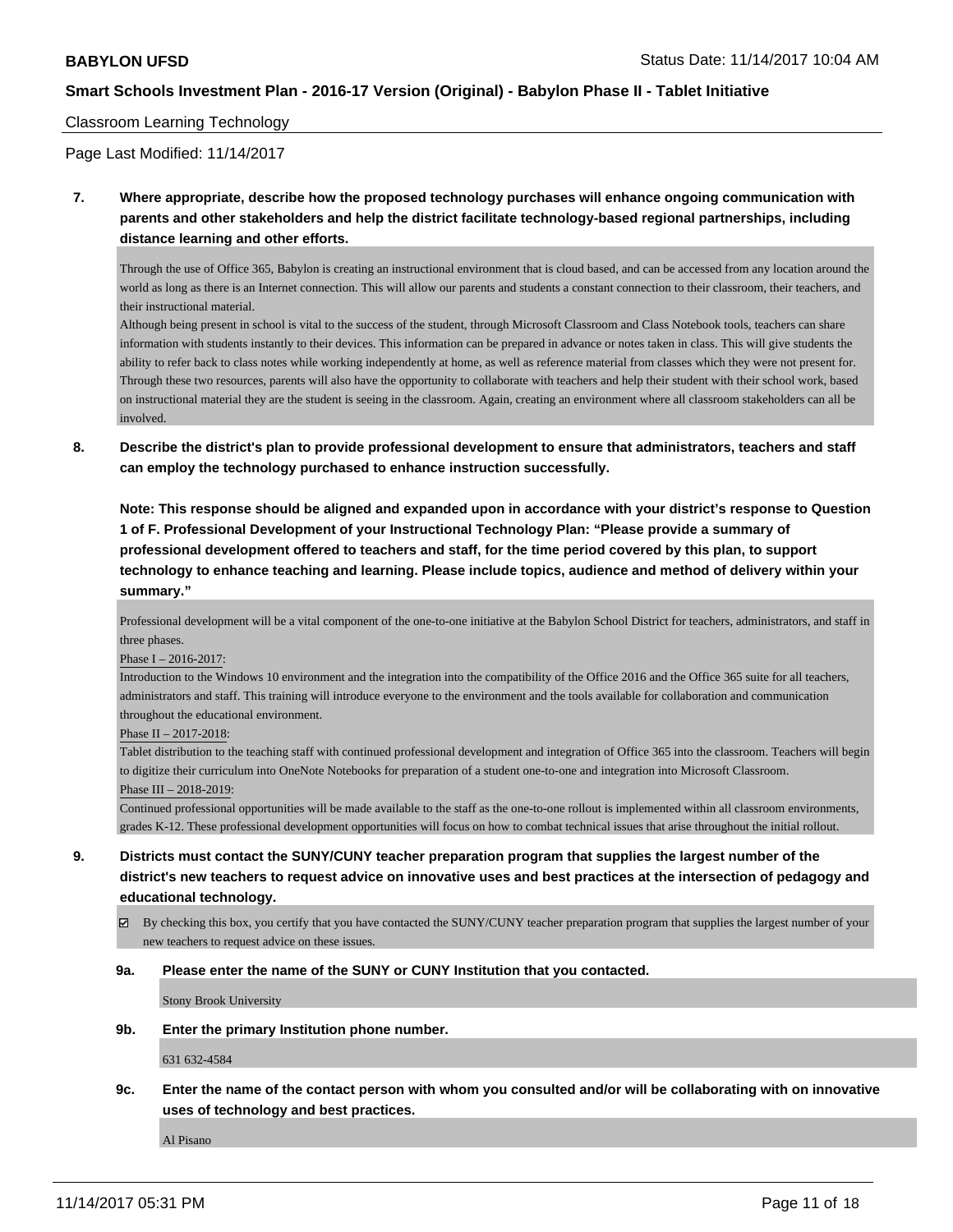Classroom Learning Technology

Page Last Modified: 11/14/2017

**7. Where appropriate, describe how the proposed technology purchases will enhance ongoing communication with parents and other stakeholders and help the district facilitate technology-based regional partnerships, including distance learning and other efforts.**

Through the use of Office 365, Babylon is creating an instructional environment that is cloud based, and can be accessed from any location around the world as long as there is an Internet connection. This will allow our parents and students a constant connection to their classroom, their teachers, and their instructional material.

Although being present in school is vital to the success of the student, through Microsoft Classroom and Class Notebook tools, teachers can share information with students instantly to their devices. This information can be prepared in advance or notes taken in class. This will give students the ability to refer back to class notes while working independently at home, as well as reference material from classes which they were not present for. Through these two resources, parents will also have the opportunity to collaborate with teachers and help their student with their school work, based on instructional material they are the student is seeing in the classroom. Again, creating an environment where all classroom stakeholders can all be involved.

**8. Describe the district's plan to provide professional development to ensure that administrators, teachers and staff can employ the technology purchased to enhance instruction successfully.**

**Note: This response should be aligned and expanded upon in accordance with your district's response to Question 1 of F. Professional Development of your Instructional Technology Plan: "Please provide a summary of professional development offered to teachers and staff, for the time period covered by this plan, to support technology to enhance teaching and learning. Please include topics, audience and method of delivery within your summary."**

Professional development will be a vital component of the one-to-one initiative at the Babylon School District for teachers, administrators, and staff in three phases.

Phase I – 2016-2017:

Introduction to the Windows 10 environment and the integration into the compatibility of the Office 2016 and the Office 365 suite for all teachers, administrators and staff. This training will introduce everyone to the environment and the tools available for collaboration and communication throughout the educational environment.

Phase II – 2017-2018:

Tablet distribution to the teaching staff with continued professional development and integration of Office 365 into the classroom. Teachers will begin to digitize their curriculum into OneNote Notebooks for preparation of a student one-to-one and integration into Microsoft Classroom.

Phase III – 2018-2019:

Continued professional opportunities will be made available to the staff as the one-to-one rollout is implemented within all classroom environments, grades K-12. These professional development opportunities will focus on how to combat technical issues that arise throughout the initial rollout.

**9. Districts must contact the SUNY/CUNY teacher preparation program that supplies the largest number of the district's new teachers to request advice on innovative uses and best practices at the intersection of pedagogy and educational technology.**

☑ By checking this box, you certify that you have contacted the SUNY/CUNY teacher preparation program that supplies the largest number of your new teachers to request advice on these issues.

**9a. Please enter the name of the SUNY or CUNY Institution that you contacted.**

Stony Brook University

**9b. Enter the primary Institution phone number.**

631 632-4584

**9c. Enter the name of the contact person with whom you consulted and/or will be collaborating with on innovative uses of technology and best practices.**

Al Pisano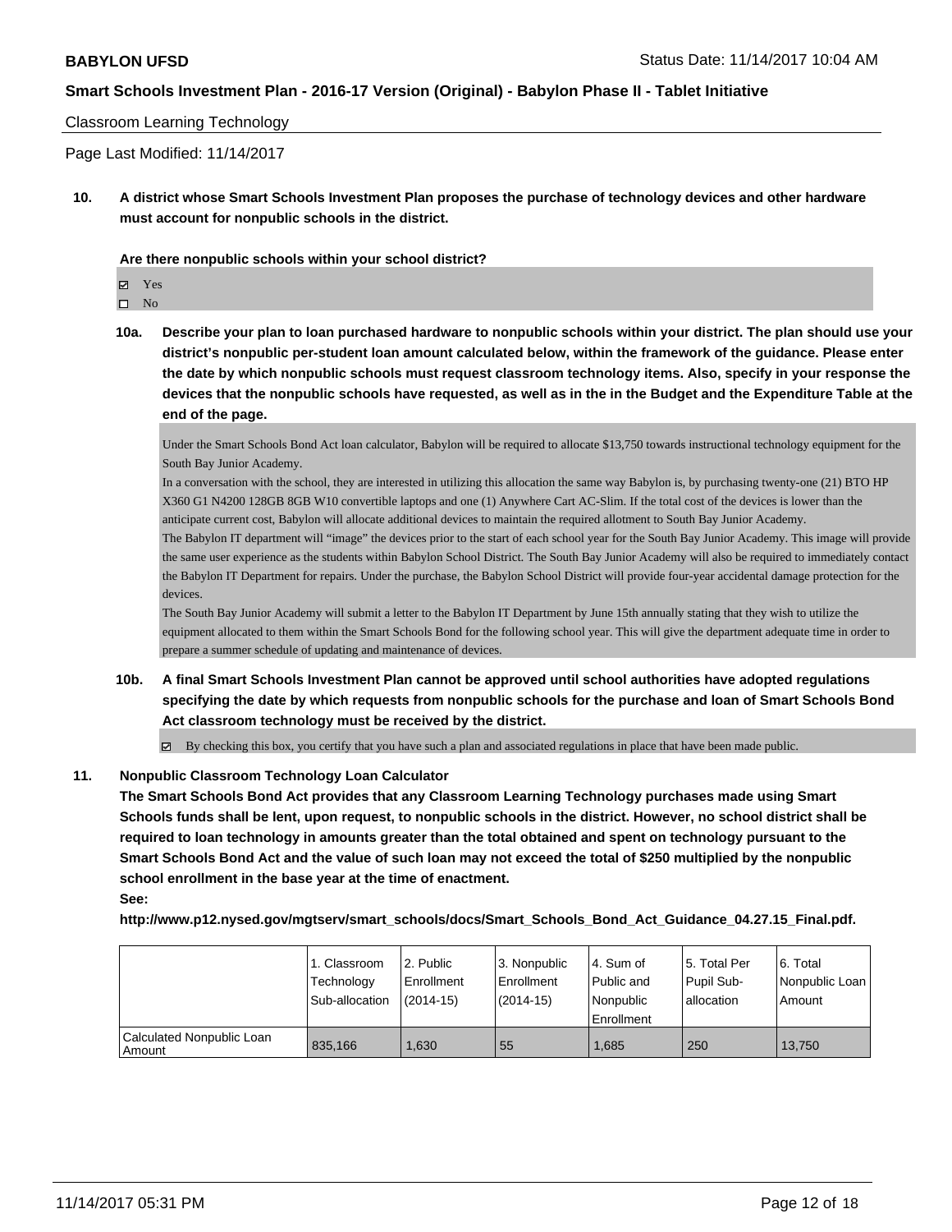Classroom Learning Technology

Page Last Modified: 11/14/2017

**10. A district whose Smart Schools Investment Plan proposes the purchase of technology devices and other hardware must account for nonpublic schools in the district.**

**Are there nonpublic schools within your school district?**

- ☑ Yes
- ☐ No

**10a. Describe your plan to loan purchased hardware to nonpublic schools within your district. The plan should use your district's nonpublic per-student loan amount calculated below, within the framework of the guidance. Please enter the date by which nonpublic schools must request classroom technology items. Also, specify in your response the devices that the nonpublic schools have requested, as well as in the in the Budget and the Expenditure Table at the end of the page.**

Under the Smart Schools Bond Act loan calculator, Babylon will be required to allocate $13,750 towards instructional technology equipment for the South Bay Junior Academy.
In a conversation with the school, they are interested in utilizing this allocation the same way Babylon is, by purchasing twenty-one (21) BTO HP X360 G1 N4200 128GB 8GB W10 convertible laptops and one (1) Anywhere Cart AC-Slim. If the total cost of the devices is lower than the anticipate current cost, Babylon will allocate additional devices to maintain the required allotment to South Bay Junior Academy.
The Babylon IT department will "image" the devices prior to the start of each school year for the South Bay Junior Academy. This image will provide the same user experience as the students within Babylon School District. The South Bay Junior Academy will also be required to immediately contact the Babylon IT Department for repairs. Under the purchase, the Babylon School District will provide four-year accidental damage protection for the devices.
The South Bay Junior Academy will submit a letter to the Babylon IT Department by June 15th annually stating that they wish to utilize the equipment allocated to them within the Smart Schools Bond for the following school year. This will give the department adequate time in order to prepare a summer schedule of updating and maintenance of devices.

**10b. A final Smart Schools Investment Plan cannot be approved until school authorities have adopted regulations specifying the date by which requests from nonpublic schools for the purchase and loan of Smart Schools Bond Act classroom technology must be received by the district.**

- ☑ By checking this box, you certify that you have such a plan and associated regulations in place that have been made public.

**11. Nonpublic Classroom Technology Loan Calculator**

**The Smart Schools Bond Act provides that any Classroom Learning Technology purchases made using Smart Schools funds shall be lent, upon request, to nonpublic schools in the district. However, no school district shall be required to loan technology in amounts greater than the total obtained and spent on technology pursuant to the Smart Schools Bond Act and the value of such loan may not exceed the total of $250 multiplied by the nonpublic school enrollment in the base year at the time of enactment.**

**See:**

**http://www.p12.nysed.gov/mgtserv/smart_schools/docs/Smart_Schools_Bond_Act_Guidance_04.27.15_Final.pdf.**

| | 1. Classroom Technology Sub-allocation | 2. Public Enrollment (2014-15) | 3. Nonpublic Enrollment (2014-15) | 4. Sum of Public and Nonpublic Enrollment | 5. Total Per Pupil Sub-allocation | 6. Total Nonpublic Loan Amount |
|---|---|---|---|---|---|---|
| Calculated Nonpublic Loan Amount | 835,166 | 1,630 | 55 | 1,685 | 250 | 13,750 |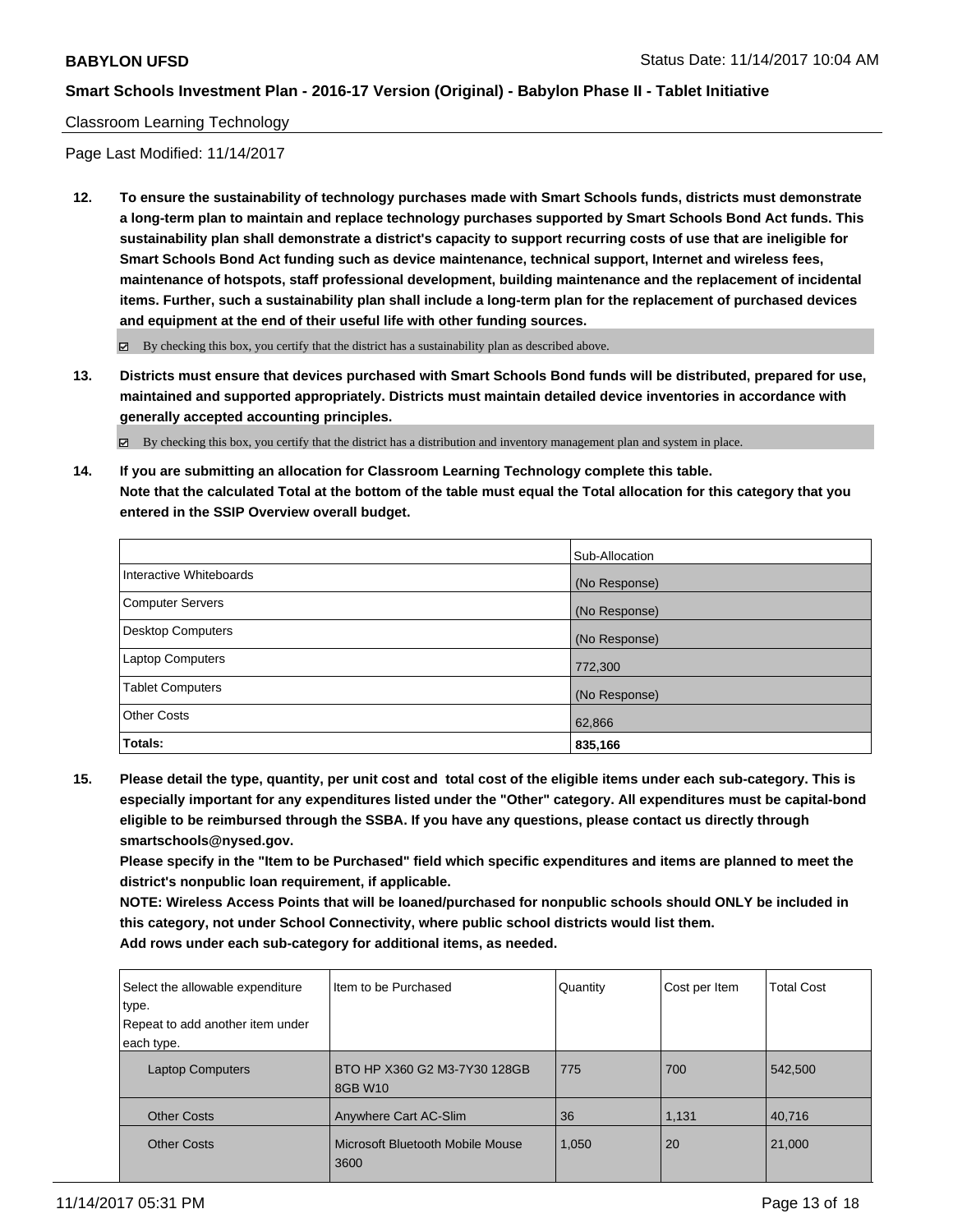**BABYLON UFSD**

Status Date: 11/14/2017 10:04 AM

**Smart Schools Investment Plan - 2016-17 Version (Original) - Babylon Phase II - Tablet Initiative**

Classroom Learning Technology

Page Last Modified: 11/14/2017

**12. To ensure the sustainability of technology purchases made with Smart Schools funds, districts must demonstrate a long-term plan to maintain and replace technology purchases supported by Smart Schools Bond Act funds. This sustainability plan shall demonstrate a district's capacity to support recurring costs of use that are ineligible for Smart Schools Bond Act funding such as device maintenance, technical support, Internet and wireless fees, maintenance of hotspots, staff professional development, building maintenance and the replacement of incidental items. Further, such a sustainability plan shall include a long-term plan for the replacement of purchased devices and equipment at the end of their useful life with other funding sources.**

☑ By checking this box, you certify that the district has a sustainability plan as described above.

**13. Districts must ensure that devices purchased with Smart Schools Bond funds will be distributed, prepared for use, maintained and supported appropriately. Districts must maintain detailed device inventories in accordance with generally accepted accounting principles.**

☑ By checking this box, you certify that the district has a distribution and inventory management plan and system in place.

**14. If you are submitting an allocation for Classroom Learning Technology complete this table. Note that the calculated Total at the bottom of the table must equal the Total allocation for this category that you entered in the SSIP Overview overall budget.**

| | Sub-Allocation |
|---|---|
| Interactive Whiteboards | (No Response) |
| Computer Servers | (No Response) |
| Desktop Computers | (No Response) |
| Laptop Computers | 772,300 |
| Tablet Computers | (No Response) |
| Other Costs | 62,866 |
| **Totals:** | **835,166** |

**15. Please detail the type, quantity, per unit cost and total cost of the eligible items under each sub-category. This is especially important for any expenditures listed under the "Other" category. All expenditures must be capital-bond eligible to be reimbursed through the SSBA. If you have any questions, please contact us directly through smartschools@nysed.gov.**

**Please specify in the "Item to be Purchased" field which specific expenditures and items are planned to meet the district's nonpublic loan requirement, if applicable.**

**NOTE: Wireless Access Points that will be loaned/purchased for nonpublic schools should ONLY be included in this category, not under School Connectivity, where public school districts would list them.**

**Add rows under each sub-category for additional items, as needed.**

| Select the allowable expenditure type. Repeat to add another item under each type. | Item to be Purchased | Quantity | Cost per Item | Total Cost |
|---|---|---|---|---|
| Laptop Computers | BTO HP X360 G2 M3-7Y30 128GB 8GB W10 | 775 | 700 | 542,500 |
| Other Costs | Anywhere Cart AC-Slim | 36 | 1,131 | 40,716 |
| Other Costs | Microsoft Bluetooth Mobile Mouse 3600 | 1,050 | 20 | 21,000 |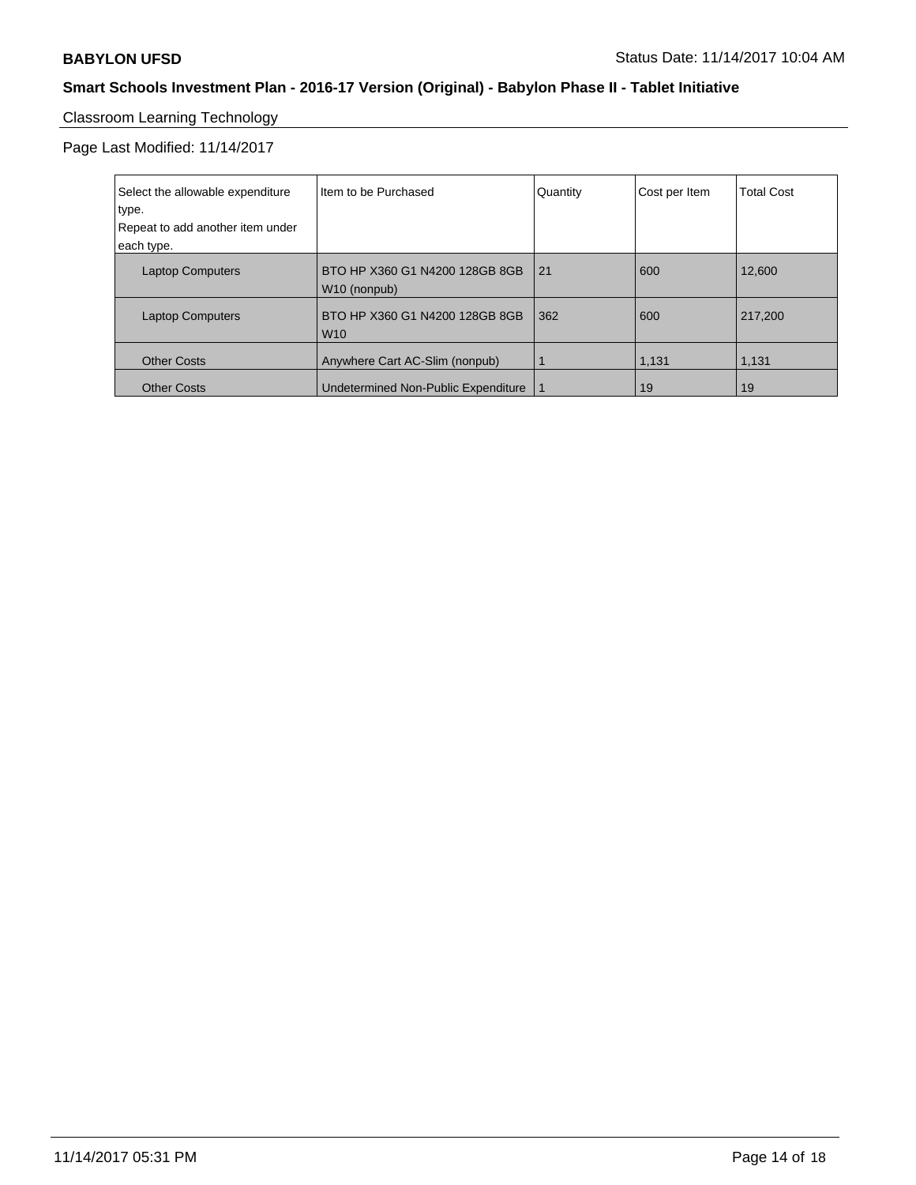## Classroom Learning Technology

Page Last Modified: 11/14/2017

| Select the allowable expenditure type. Repeat to add another item under each type. | Item to be Purchased | Quantity | Cost per Item | Total Cost |
|---|---|---|---|---|
| Laptop Computers | BTO HP X360 G1 N4200 128GB 8GB W10 (nonpub) | 21 | 600 | 12,600 |
| Laptop Computers | BTO HP X360 G1 N4200 128GB 8GB W10 | 362 | 600 | 217,200 |
| Other Costs | Anywhere Cart AC-Slim (nonpub) | 1 | 1,131 | 1,131 |
| Other Costs | Undetermined Non-Public Expenditure | 1 | 19 | 19 |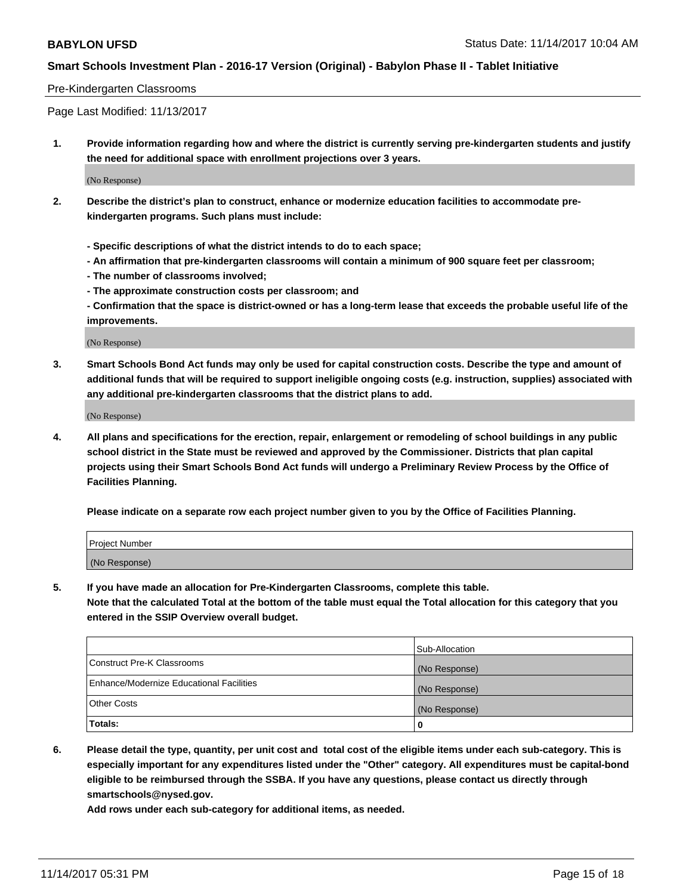Pre-Kindergarten Classrooms

Page Last Modified: 11/13/2017

1. **Provide information regarding how and where the district is currently serving pre-kindergarten students and justify the need for additional space with enrollment projections over 3 years.**

(No Response)

2. **Describe the district's plan to construct, enhance or modernize education facilities to accommodate pre-kindergarten programs. Such plans must include:**

   **- Specific descriptions of what the district intends to do to each space;**
   **- An affirmation that pre-kindergarten classrooms will contain a minimum of 900 square feet per classroom;**
   **- The number of classrooms involved;**
   **- The approximate construction costs per classroom; and**
   **- Confirmation that the space is district-owned or has a long-term lease that exceeds the probable useful life of the improvements.**

(No Response)

3. **Smart Schools Bond Act funds may only be used for capital construction costs. Describe the type and amount of additional funds that will be required to support ineligible ongoing costs (e.g. instruction, supplies) associated with any additional pre-kindergarten classrooms that the district plans to add.**

(No Response)

4. **All plans and specifications for the erection, repair, enlargement or remodeling of school buildings in any public school district in the State must be reviewed and approved by the Commissioner. Districts that plan capital projects using their Smart Schools Bond Act funds will undergo a Preliminary Review Process by the Office of Facilities Planning.**

   **Please indicate on a separate row each project number given to you by the Office of Facilities Planning.**

| Project Number |
| --- |
| (No Response) |

5. **If you have made an allocation for Pre-Kindergarten Classrooms, complete this table.**
   **Note that the calculated Total at the bottom of the table must equal the Total allocation for this category that you entered in the SSIP Overview overall budget.**

| | Sub-Allocation |
| --- | --- |
| Construct Pre-K Classrooms | (No Response) |
| Enhance/Modernize Educational Facilities | (No Response) |
| Other Costs | (No Response) |
| **Totals:** | **0** |

6. **Please detail the type, quantity, per unit cost and total cost of the eligible items under each sub-category. This is especially important for any expenditures listed under the "Other" category. All expenditures must be capital-bond eligible to be reimbursed through the SSBA. If you have any questions, please contact us directly through smartschools@nysed.gov.**

   **Add rows under each sub-category for additional items, as needed.**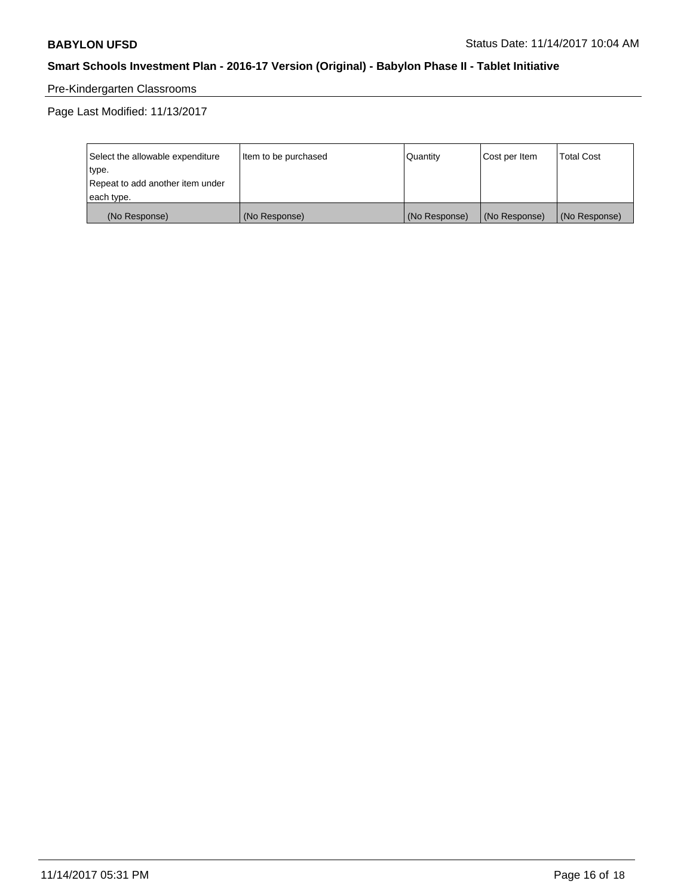Pre-Kindergarten Classrooms

Page Last Modified: 11/13/2017

| Select the allowable expenditure type. Repeat to add another item under each type. | Item to be purchased | Quantity | Cost per Item | Total Cost |
|---|---|---|---|---|
| (No Response) | (No Response) | (No Response) | (No Response) | (No Response) |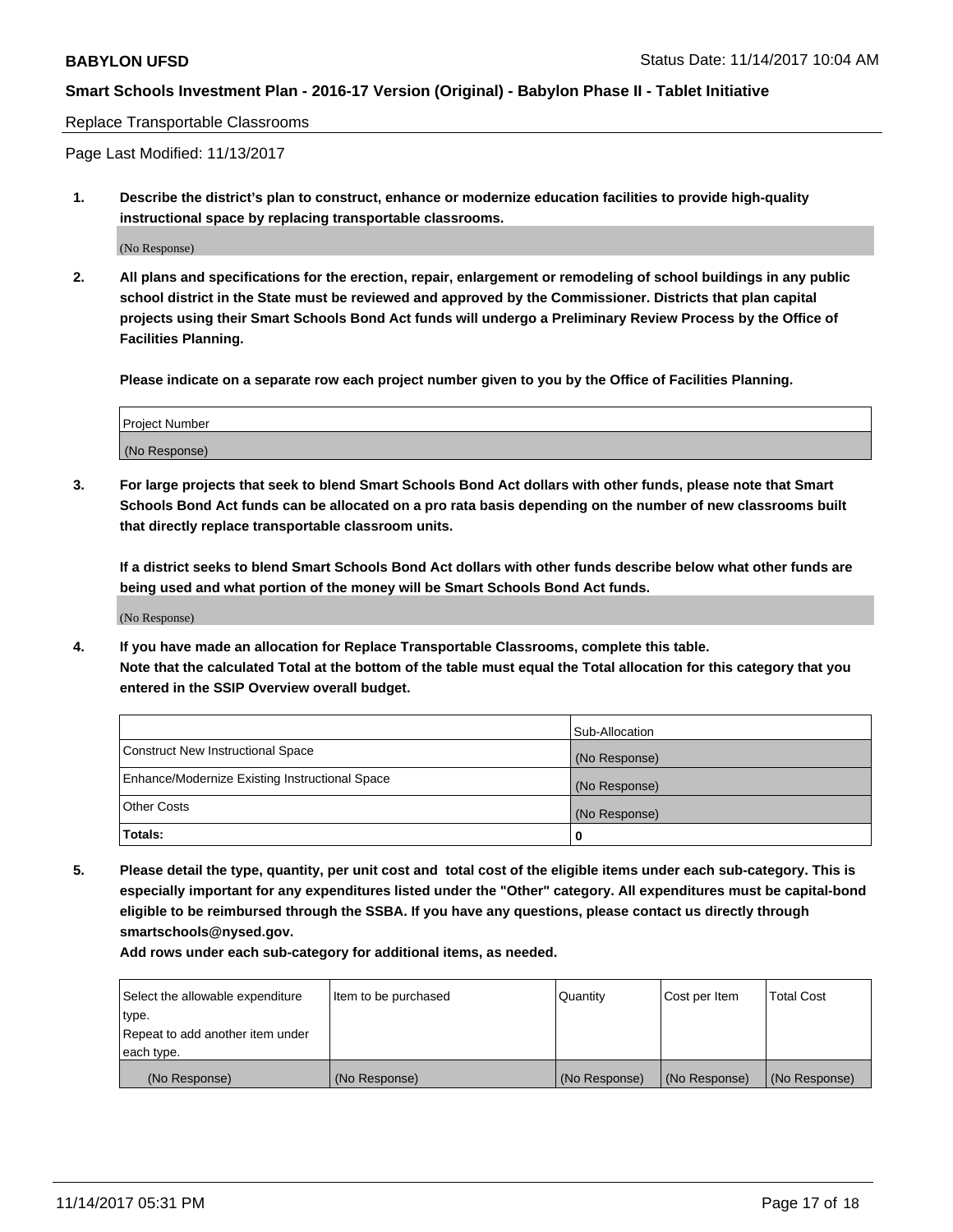Replace Transportable Classrooms

Page Last Modified: 11/13/2017

1. **Describe the district's plan to construct, enhance or modernize education facilities to provide high-quality instructional space by replacing transportable classrooms.**

   (No Response)

2. **All plans and specifications for the erection, repair, enlargement or remodeling of school buildings in any public school district in the State must be reviewed and approved by the Commissioner. Districts that plan capital projects using their Smart Schools Bond Act funds will undergo a Preliminary Review Process by the Office of Facilities Planning.**

   **Please indicate on a separate row each project number given to you by the Office of Facilities Planning.**

| Project Number |
|---|
| (No Response) |

3. **For large projects that seek to blend Smart Schools Bond Act dollars with other funds, please note that Smart Schools Bond Act funds can be allocated on a pro rata basis depending on the number of new classrooms built that directly replace transportable classroom units.**

   **If a district seeks to blend Smart Schools Bond Act dollars with other funds describe below what other funds are being used and what portion of the money will be Smart Schools Bond Act funds.**

   (No Response)

4. **If you have made an allocation for Replace Transportable Classrooms, complete this table. Note that the calculated Total at the bottom of the table must equal the Total allocation for this category that you entered in the SSIP Overview overall budget.**

| | Sub-Allocation |
|---|---|
| Construct New Instructional Space | (No Response) |
| Enhance/Modernize Existing Instructional Space | (No Response) |
| Other Costs | (No Response) |
| **Totals:** | **0** |

5. **Please detail the type, quantity, per unit cost and total cost of the eligible items under each sub-category. This is especially important for any expenditures listed under the "Other" category. All expenditures must be capital-bond eligible to be reimbursed through the SSBA. If you have any questions, please contact us directly through smartschools@nysed.gov.**

   **Add rows under each sub-category for additional items, as needed.**

| Select the allowable expenditure type. Repeat to add another item under each type. | Item to be purchased | Quantity | Cost per Item | Total Cost |
|---|---|---|---|---|
| (No Response) | (No Response) | (No Response) | (No Response) | (No Response) |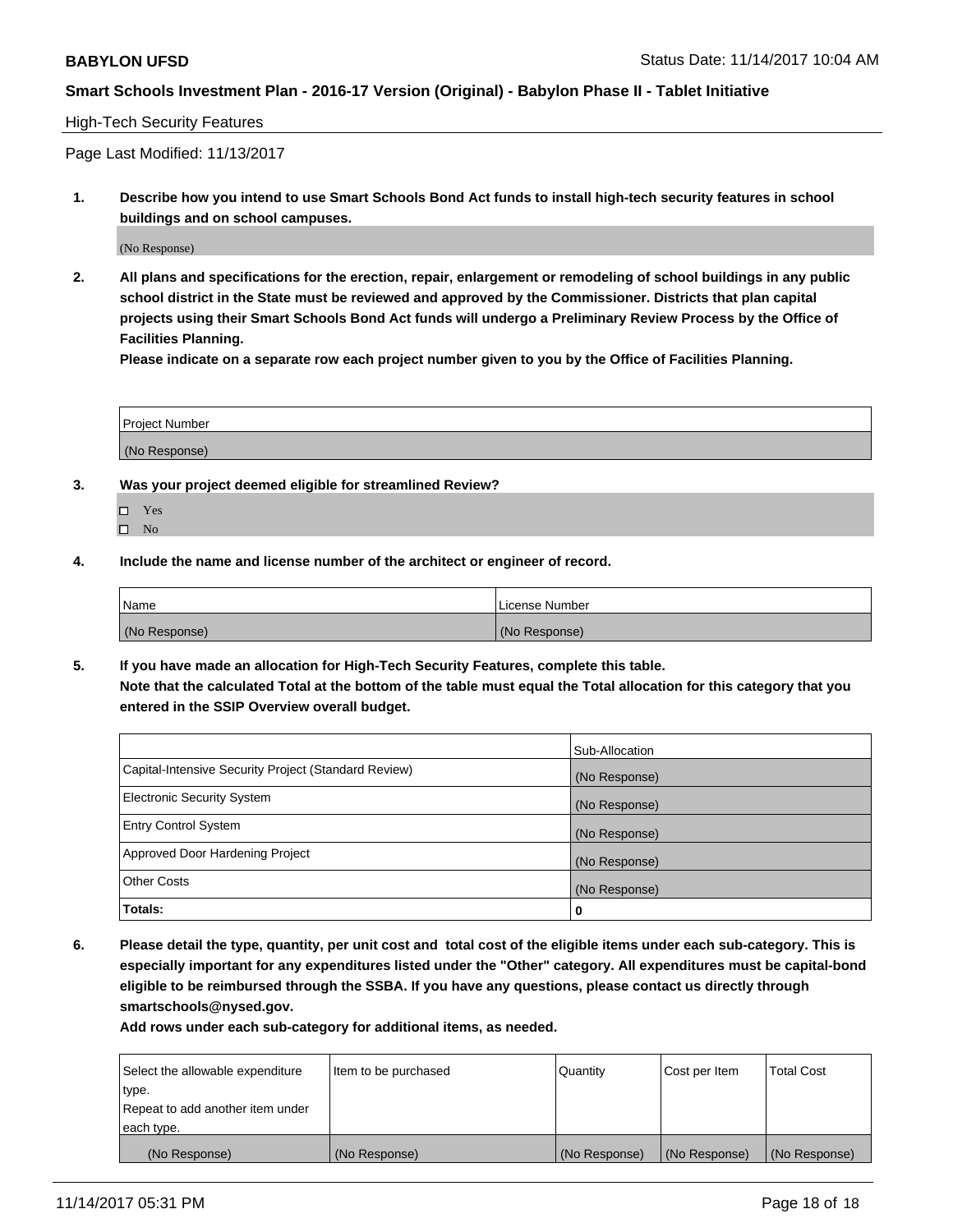High-Tech Security Features

Page Last Modified: 11/13/2017

**1. Describe how you intend to use Smart Schools Bond Act funds to install high-tech security features in school buildings and on school campuses.**

(No Response)

**2. All plans and specifications for the erection, repair, enlargement or remodeling of school buildings in any public school district in the State must be reviewed and approved by the Commissioner. Districts that plan capital projects using their Smart Schools Bond Act funds will undergo a Preliminary Review Process by the Office of Facilities Planning.**

**Please indicate on a separate row each project number given to you by the Office of Facilities Planning.**

| Project Number |
|---|
| (No Response) |

**3. Was your project deemed eligible for streamlined Review?**

- ☐ Yes
- ☐ No

**4. Include the name and license number of the architect or engineer of record.**

| Name | License Number |
|---|---|
| (No Response) | (No Response) |

**5. If you have made an allocation for High-Tech Security Features, complete this table.**
**Note that the calculated Total at the bottom of the table must equal the Total allocation for this category that you entered in the SSIP Overview overall budget.**

| | Sub-Allocation |
|---|---|
| Capital-Intensive Security Project (Standard Review) | (No Response) |
| Electronic Security System | (No Response) |
| Entry Control System | (No Response) |
| Approved Door Hardening Project | (No Response) |
| Other Costs | (No Response) |
| **Totals:** | **0** |

**6. Please detail the type, quantity, per unit cost and total cost of the eligible items under each sub-category. This is especially important for any expenditures listed under the "Other" category. All expenditures must be capital-bond eligible to be reimbursed through the SSBA. If you have any questions, please contact us directly through smartschools@nysed.gov.**

**Add rows under each sub-category for additional items, as needed.**

| Select the allowable expenditure type. Repeat to add another item under each type. | Item to be purchased | Quantity | Cost per Item | Total Cost |
|---|---|---|---|---|
| (No Response) | (No Response) | (No Response) | (No Response) | (No Response) |